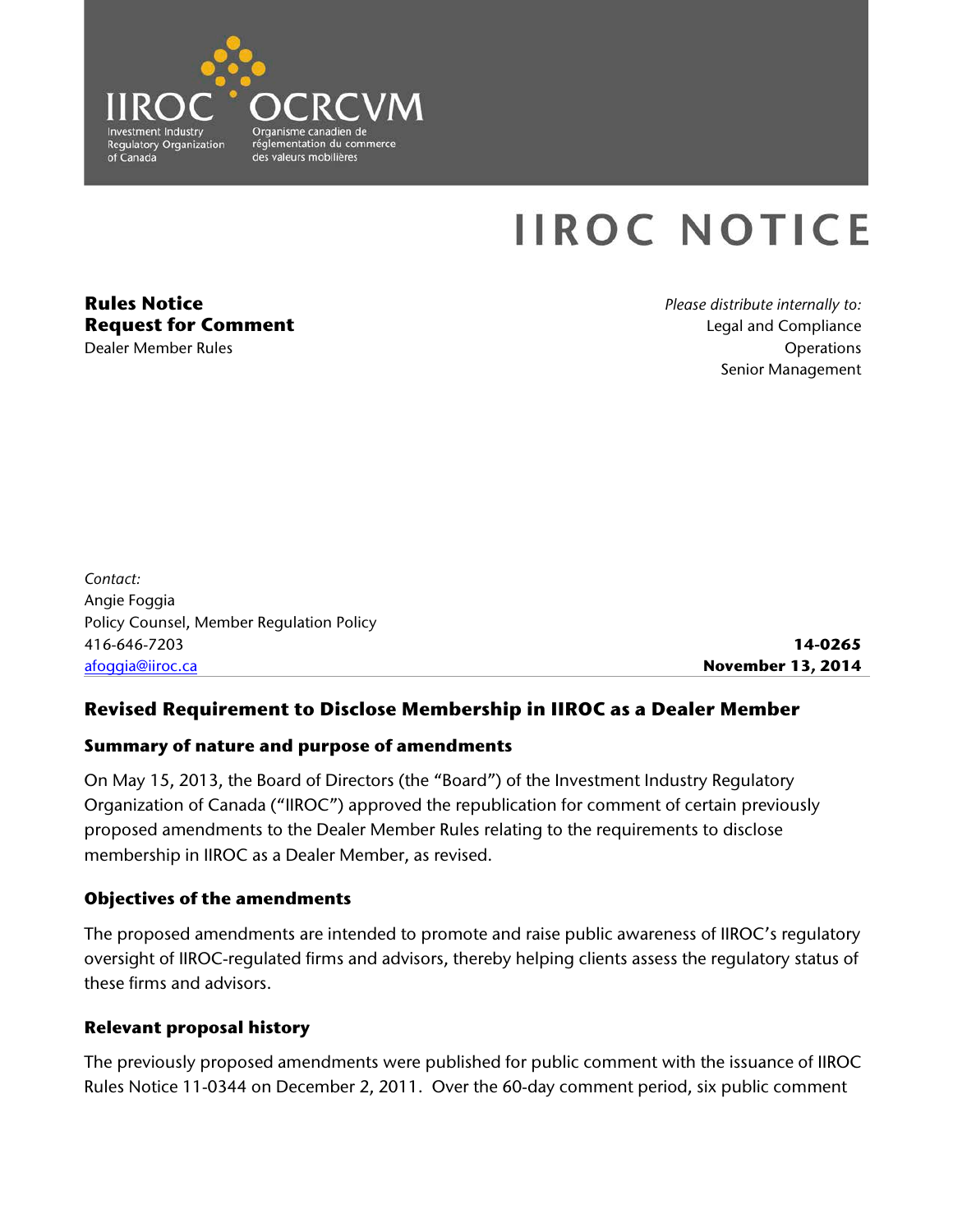IIROC OCRCVM

Investment Industry Regulatory Organization of Canada

Organisme canadien de réglementation du commerce des valeurs mobilières

# IIROC NOTICE

**Rules Notice**
**Request for Comment**
Dealer Member Rules

*Please distribute internally to:*
Legal and Compliance
Operations
Senior Management

*Contact:*
Angie Foggia
Policy Counsel, Member Regulation Policy
416-646-7203
afoggia@iiroc.ca

**14-0265**
**November 13, 2014**

## Revised Requirement to Disclose Membership in IIROC as a Dealer Member

### Summary of nature and purpose of amendments

On May 15, 2013, the Board of Directors (the "Board") of the Investment Industry Regulatory Organization of Canada ("IIROC") approved the republication for comment of certain previously proposed amendments to the Dealer Member Rules relating to the requirements to disclose membership in IIROC as a Dealer Member, as revised.

### Objectives of the amendments

The proposed amendments are intended to promote and raise public awareness of IIROC's regulatory oversight of IIROC-regulated firms and advisors, thereby helping clients assess the regulatory status of these firms and advisors.

### Relevant proposal history

The previously proposed amendments were published for public comment with the issuance of IIROC Rules Notice 11-0344 on December 2, 2011. Over the 60-day comment period, six public comment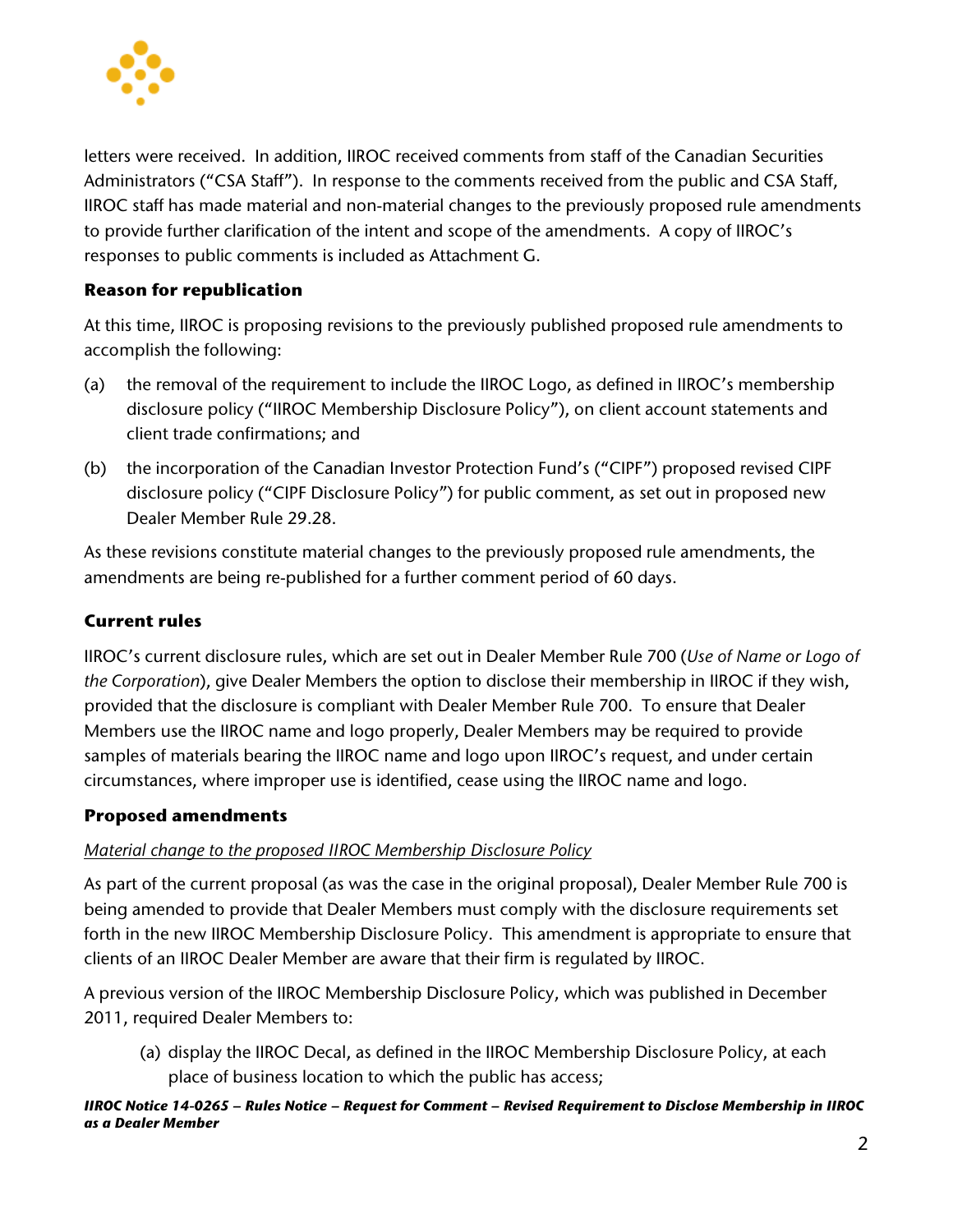letters were received. In addition, IIROC received comments from staff of the Canadian Securities Administrators ("CSA Staff"). In response to the comments received from the public and CSA Staff, IIROC staff has made material and non-material changes to the previously proposed rule amendments to provide further clarification of the intent and scope of the amendments. A copy of IIROC's responses to public comments is included as Attachment G.

### Reason for republication

At this time, IIROC is proposing revisions to the previously published proposed rule amendments to accomplish the following:

(a) the removal of the requirement to include the IIROC Logo, as defined in IIROC's membership disclosure policy ("IIROC Membership Disclosure Policy"), on client account statements and client trade confirmations; and

(b) the incorporation of the Canadian Investor Protection Fund's ("CIPF") proposed revised CIPF disclosure policy ("CIPF Disclosure Policy") for public comment, as set out in proposed new Dealer Member Rule 29.28.

As these revisions constitute material changes to the previously proposed rule amendments, the amendments are being re-published for a further comment period of 60 days.

### Current rules

IIROC's current disclosure rules, which are set out in Dealer Member Rule 700 (*Use of Name or Logo of the Corporation*), give Dealer Members the option to disclose their membership in IIROC if they wish, provided that the disclosure is compliant with Dealer Member Rule 700. To ensure that Dealer Members use the IIROC name and logo properly, Dealer Members may be required to provide samples of materials bearing the IIROC name and logo upon IIROC's request, and under certain circumstances, where improper use is identified, cease using the IIROC name and logo.

### Proposed amendments

*Material change to the proposed IIROC Membership Disclosure Policy*

As part of the current proposal (as was the case in the original proposal), Dealer Member Rule 700 is being amended to provide that Dealer Members must comply with the disclosure requirements set forth in the new IIROC Membership Disclosure Policy. This amendment is appropriate to ensure that clients of an IIROC Dealer Member are aware that their firm is regulated by IIROC.

A previous version of the IIROC Membership Disclosure Policy, which was published in December 2011, required Dealer Members to:

(a) display the IIROC Decal, as defined in the IIROC Membership Disclosure Policy, at each place of business location to which the public has access;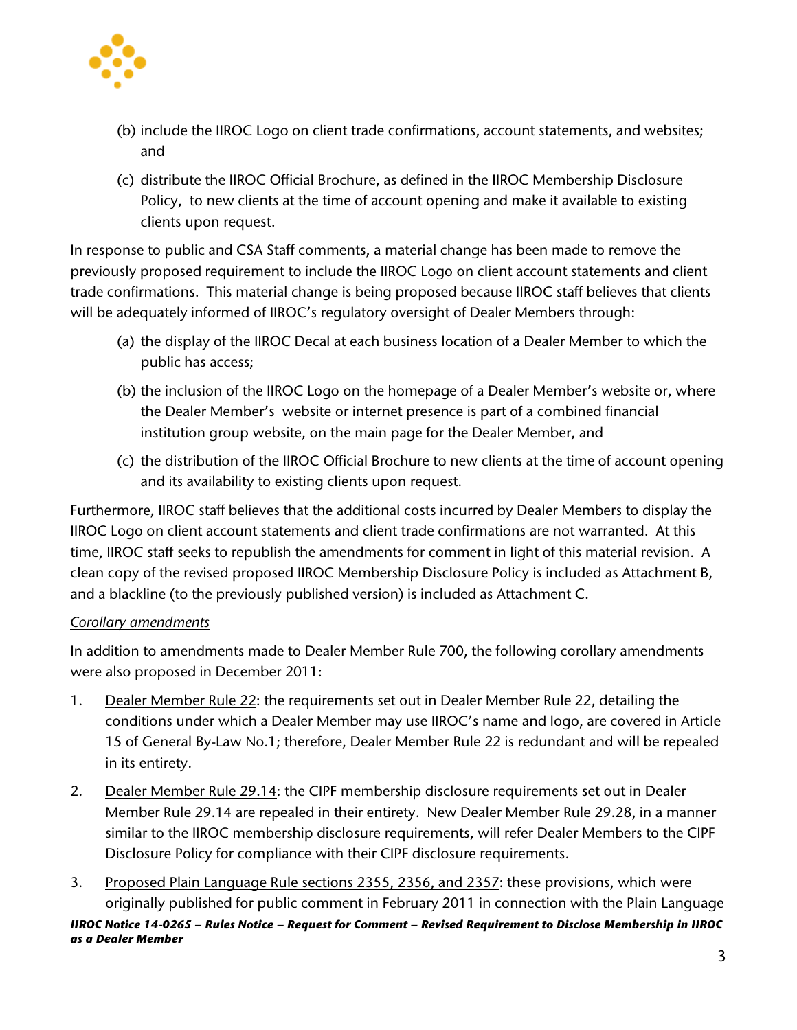(b) include the IIROC Logo on client trade confirmations, account statements, and websites; and

(c) distribute the IIROC Official Brochure, as defined in the IIROC Membership Disclosure Policy, to new clients at the time of account opening and make it available to existing clients upon request.

In response to public and CSA Staff comments, a material change has been made to remove the previously proposed requirement to include the IIROC Logo on client account statements and client trade confirmations. This material change is being proposed because IIROC staff believes that clients will be adequately informed of IIROC's regulatory oversight of Dealer Members through:

(a) the display of the IIROC Decal at each business location of a Dealer Member to which the public has access;

(b) the inclusion of the IIROC Logo on the homepage of a Dealer Member's website or, where the Dealer Member's website or internet presence is part of a combined financial institution group website, on the main page for the Dealer Member, and

(c) the distribution of the IIROC Official Brochure to new clients at the time of account opening and its availability to existing clients upon request.

Furthermore, IIROC staff believes that the additional costs incurred by Dealer Members to display the IIROC Logo on client account statements and client trade confirmations are not warranted. At this time, IIROC staff seeks to republish the amendments for comment in light of this material revision. A clean copy of the revised proposed IIROC Membership Disclosure Policy is included as Attachment B, and a blackline (to the previously published version) is included as Attachment C.

*Corollary amendments*

In addition to amendments made to Dealer Member Rule 700, the following corollary amendments were also proposed in December 2011:

1. Dealer Member Rule 22: the requirements set out in Dealer Member Rule 22, detailing the conditions under which a Dealer Member may use IIROC's name and logo, are covered in Article 15 of General By-Law No.1; therefore, Dealer Member Rule 22 is redundant and will be repealed in its entirety.

2. Dealer Member Rule 29.14: the CIPF membership disclosure requirements set out in Dealer Member Rule 29.14 are repealed in their entirety. New Dealer Member Rule 29.28, in a manner similar to the IIROC membership disclosure requirements, will refer Dealer Members to the CIPF Disclosure Policy for compliance with their CIPF disclosure requirements.

3. Proposed Plain Language Rule sections 2355, 2356, and 2357: these provisions, which were originally published for public comment in February 2011 in connection with the Plain Language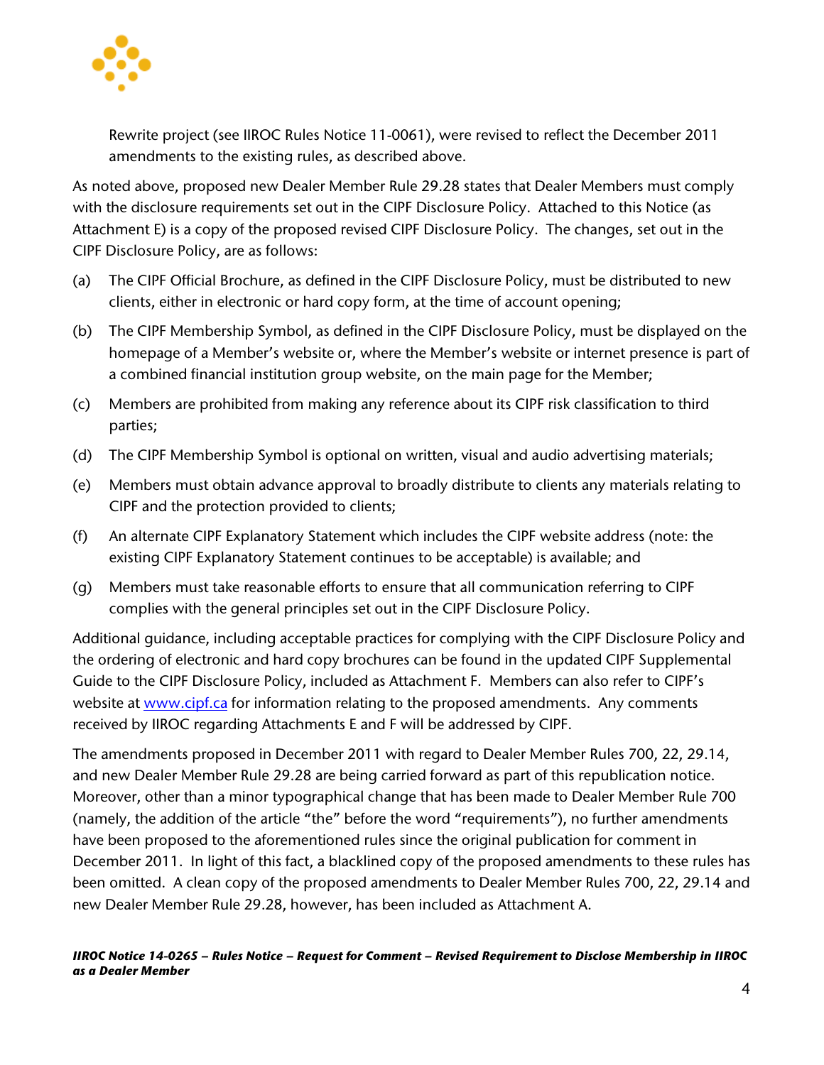Rewrite project (see IIROC Rules Notice 11-0061), were revised to reflect the December 2011 amendments to the existing rules, as described above.

As noted above, proposed new Dealer Member Rule 29.28 states that Dealer Members must comply with the disclosure requirements set out in the CIPF Disclosure Policy. Attached to this Notice (as Attachment E) is a copy of the proposed revised CIPF Disclosure Policy. The changes, set out in the CIPF Disclosure Policy, are as follows:

(a) The CIPF Official Brochure, as defined in the CIPF Disclosure Policy, must be distributed to new clients, either in electronic or hard copy form, at the time of account opening;

(b) The CIPF Membership Symbol, as defined in the CIPF Disclosure Policy, must be displayed on the homepage of a Member's website or, where the Member's website or internet presence is part of a combined financial institution group website, on the main page for the Member;

(c) Members are prohibited from making any reference about its CIPF risk classification to third parties;

(d) The CIPF Membership Symbol is optional on written, visual and audio advertising materials;

(e) Members must obtain advance approval to broadly distribute to clients any materials relating to CIPF and the protection provided to clients;

(f) An alternate CIPF Explanatory Statement which includes the CIPF website address (note: the existing CIPF Explanatory Statement continues to be acceptable) is available; and

(g) Members must take reasonable efforts to ensure that all communication referring to CIPF complies with the general principles set out in the CIPF Disclosure Policy.

Additional guidance, including acceptable practices for complying with the CIPF Disclosure Policy and the ordering of electronic and hard copy brochures can be found in the updated CIPF Supplemental Guide to the CIPF Disclosure Policy, included as Attachment F. Members can also refer to CIPF's website at [www.cipf.ca](http://www.cipf.ca) for information relating to the proposed amendments. Any comments received by IIROC regarding Attachments E and F will be addressed by CIPF.

The amendments proposed in December 2011 with regard to Dealer Member Rules 700, 22, 29.14, and new Dealer Member Rule 29.28 are being carried forward as part of this republication notice. Moreover, other than a minor typographical change that has been made to Dealer Member Rule 700 (namely, the addition of the article "the" before the word "requirements"), no further amendments have been proposed to the aforementioned rules since the original publication for comment in December 2011. In light of this fact, a blacklined copy of the proposed amendments to these rules has been omitted. A clean copy of the proposed amendments to Dealer Member Rules 700, 22, 29.14 and new Dealer Member Rule 29.28, however, has been included as Attachment A.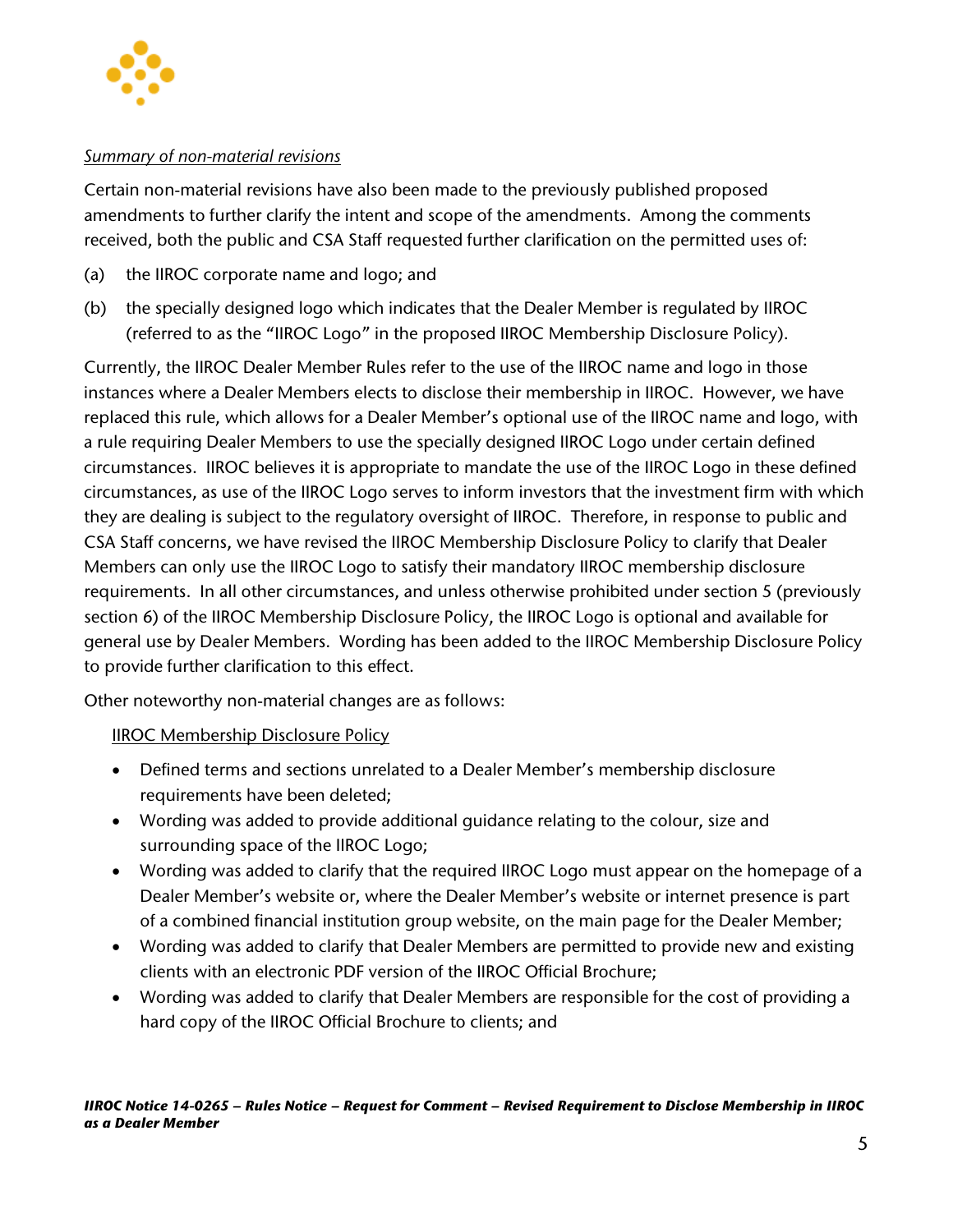*Summary of non-material revisions*

Certain non-material revisions have also been made to the previously published proposed amendments to further clarify the intent and scope of the amendments. Among the comments received, both the public and CSA Staff requested further clarification on the permitted uses of:

(a) the IIROC corporate name and logo; and

(b) the specially designed logo which indicates that the Dealer Member is regulated by IIROC (referred to as the "IIROC Logo" in the proposed IIROC Membership Disclosure Policy).

Currently, the IIROC Dealer Member Rules refer to the use of the IIROC name and logo in those instances where a Dealer Members elects to disclose their membership in IIROC. However, we have replaced this rule, which allows for a Dealer Member's optional use of the IIROC name and logo, with a rule requiring Dealer Members to use the specially designed IIROC Logo under certain defined circumstances. IIROC believes it is appropriate to mandate the use of the IIROC Logo in these defined circumstances, as use of the IIROC Logo serves to inform investors that the investment firm with which they are dealing is subject to the regulatory oversight of IIROC. Therefore, in response to public and CSA Staff concerns, we have revised the IIROC Membership Disclosure Policy to clarify that Dealer Members can only use the IIROC Logo to satisfy their mandatory IIROC membership disclosure requirements. In all other circumstances, and unless otherwise prohibited under section 5 (previously section 6) of the IIROC Membership Disclosure Policy, the IIROC Logo is optional and available for general use by Dealer Members. Wording has been added to the IIROC Membership Disclosure Policy to provide further clarification to this effect.

Other noteworthy non-material changes are as follows:

<u>IIROC Membership Disclosure Policy</u>

- Defined terms and sections unrelated to a Dealer Member's membership disclosure requirements have been deleted;
- Wording was added to provide additional guidance relating to the colour, size and surrounding space of the IIROC Logo;
- Wording was added to clarify that the required IIROC Logo must appear on the homepage of a Dealer Member's website or, where the Dealer Member's website or internet presence is part of a combined financial institution group website, on the main page for the Dealer Member;
- Wording was added to clarify that Dealer Members are permitted to provide new and existing clients with an electronic PDF version of the IIROC Official Brochure;
- Wording was added to clarify that Dealer Members are responsible for the cost of providing a hard copy of the IIROC Official Brochure to clients; and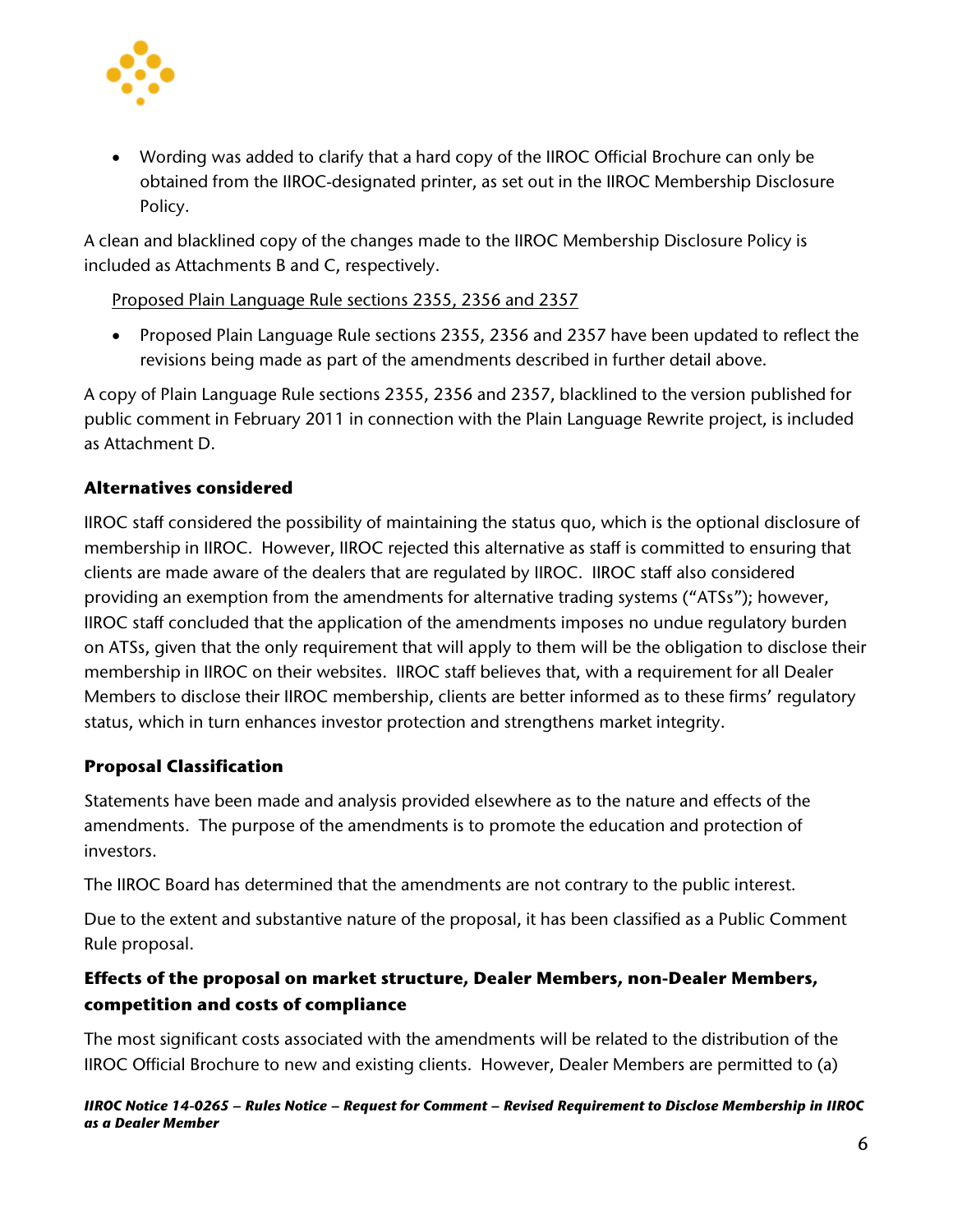- Wording was added to clarify that a hard copy of the IIROC Official Brochure can only be obtained from the IIROC-designated printer, as set out in the IIROC Membership Disclosure Policy.

A clean and blacklined copy of the changes made to the IIROC Membership Disclosure Policy is included as Attachments B and C, respectively.

Proposed Plain Language Rule sections 2355, 2356 and 2357

- Proposed Plain Language Rule sections 2355, 2356 and 2357 have been updated to reflect the revisions being made as part of the amendments described in further detail above.

A copy of Plain Language Rule sections 2355, 2356 and 2357, blacklined to the version published for public comment in February 2011 in connection with the Plain Language Rewrite project, is included as Attachment D.

### Alternatives considered

IIROC staff considered the possibility of maintaining the status quo, which is the optional disclosure of membership in IIROC. However, IIROC rejected this alternative as staff is committed to ensuring that clients are made aware of the dealers that are regulated by IIROC. IIROC staff also considered providing an exemption from the amendments for alternative trading systems ("ATSs"); however, IIROC staff concluded that the application of the amendments imposes no undue regulatory burden on ATSs, given that the only requirement that will apply to them will be the obligation to disclose their membership in IIROC on their websites. IIROC staff believes that, with a requirement for all Dealer Members to disclose their IIROC membership, clients are better informed as to these firms' regulatory status, which in turn enhances investor protection and strengthens market integrity.

### Proposal Classification

Statements have been made and analysis provided elsewhere as to the nature and effects of the amendments. The purpose of the amendments is to promote the education and protection of investors.

The IIROC Board has determined that the amendments are not contrary to the public interest.

Due to the extent and substantive nature of the proposal, it has been classified as a Public Comment Rule proposal.

### Effects of the proposal on market structure, Dealer Members, non-Dealer Members, competition and costs of compliance

The most significant costs associated with the amendments will be related to the distribution of the IIROC Official Brochure to new and existing clients. However, Dealer Members are permitted to (a)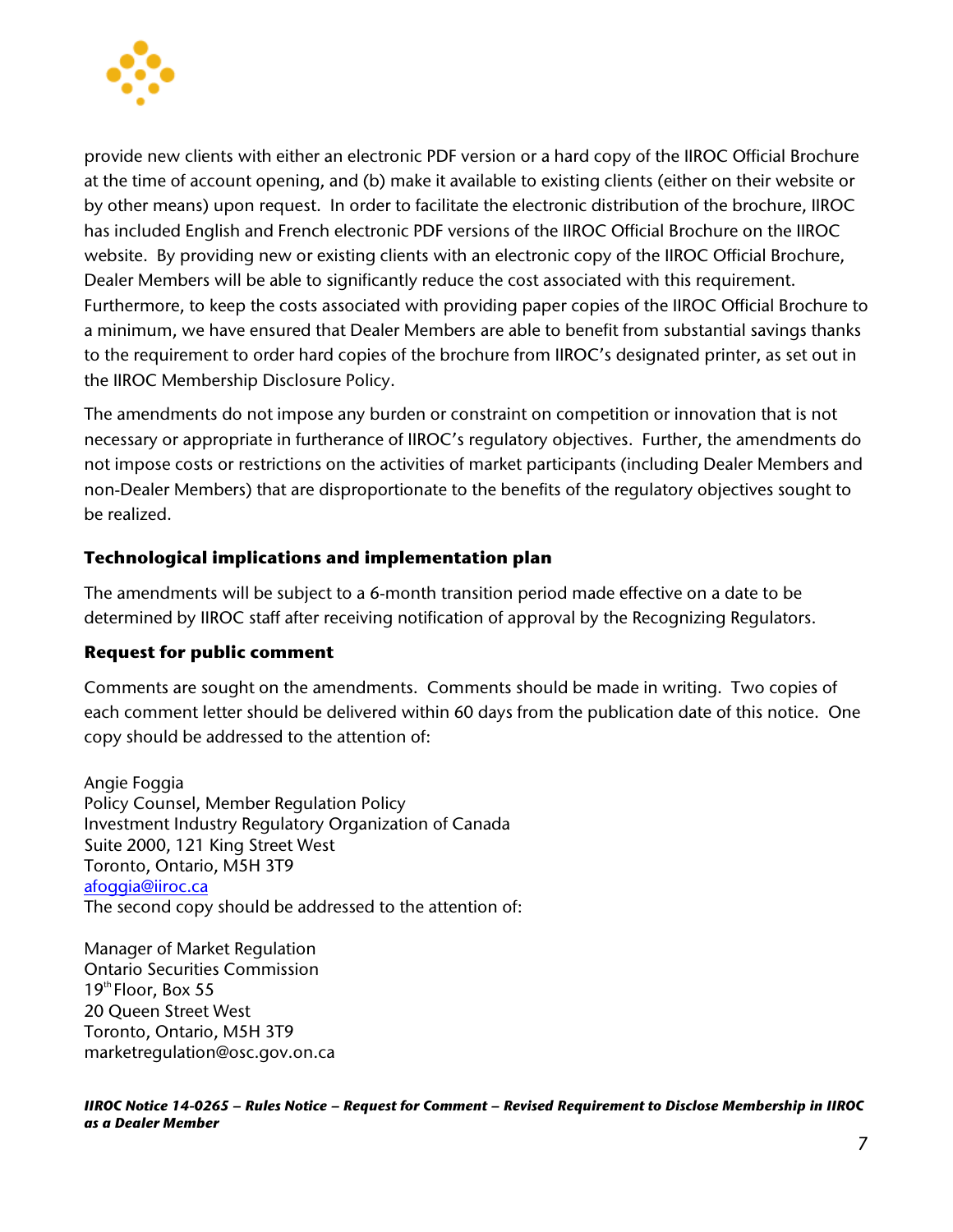provide new clients with either an electronic PDF version or a hard copy of the IIROC Official Brochure at the time of account opening, and (b) make it available to existing clients (either on their website or by other means) upon request. In order to facilitate the electronic distribution of the brochure, IIROC has included English and French electronic PDF versions of the IIROC Official Brochure on the IIROC website. By providing new or existing clients with an electronic copy of the IIROC Official Brochure, Dealer Members will be able to significantly reduce the cost associated with this requirement. Furthermore, to keep the costs associated with providing paper copies of the IIROC Official Brochure to a minimum, we have ensured that Dealer Members are able to benefit from substantial savings thanks to the requirement to order hard copies of the brochure from IIROC's designated printer, as set out in the IIROC Membership Disclosure Policy.

The amendments do not impose any burden or constraint on competition or innovation that is not necessary or appropriate in furtherance of IIROC's regulatory objectives. Further, the amendments do not impose costs or restrictions on the activities of market participants (including Dealer Members and non-Dealer Members) that are disproportionate to the benefits of the regulatory objectives sought to be realized.

### Technological implications and implementation plan

The amendments will be subject to a 6-month transition period made effective on a date to be determined by IIROC staff after receiving notification of approval by the Recognizing Regulators.

### Request for public comment

Comments are sought on the amendments. Comments should be made in writing. Two copies of each comment letter should be delivered within 60 days from the publication date of this notice. One copy should be addressed to the attention of:

Angie Foggia
Policy Counsel, Member Regulation Policy
Investment Industry Regulatory Organization of Canada
Suite 2000, 121 King Street West
Toronto, Ontario, M5H 3T9
afoggia@iiroc.ca
The second copy should be addressed to the attention of:

Manager of Market Regulation
Ontario Securities Commission
19th Floor, Box 55
20 Queen Street West
Toronto, Ontario, M5H 3T9
marketregulation@osc.gov.on.ca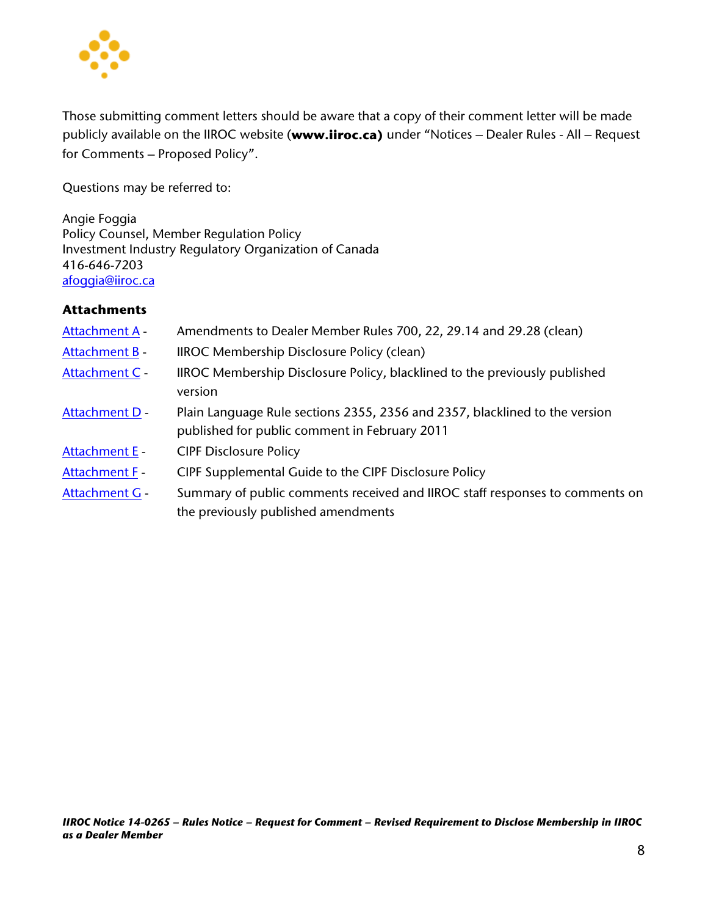Those submitting comment letters should be aware that a copy of their comment letter will be made publicly available on the IIROC website (**www.iiroc.ca)** under "Notices – Dealer Rules - All – Request for Comments – Proposed Policy".

Questions may be referred to:

Angie Foggia
Policy Counsel, Member Regulation Policy
Investment Industry Regulatory Organization of Canada
416-646-7203
afoggia@iiroc.ca

**Attachments**

| | |
|---|---|
| Attachment A - | Amendments to Dealer Member Rules 700, 22, 29.14 and 29.28 (clean) |
| Attachment B - | IIROC Membership Disclosure Policy (clean) |
| Attachment C - | IIROC Membership Disclosure Policy, blacklined to the previously published version |
| Attachment D - | Plain Language Rule sections 2355, 2356 and 2357, blacklined to the version published for public comment in February 2011 |
| Attachment E - | CIPF Disclosure Policy |
| Attachment F - | CIPF Supplemental Guide to the CIPF Disclosure Policy |
| Attachment G - | Summary of public comments received and IIROC staff responses to comments on the previously published amendments |